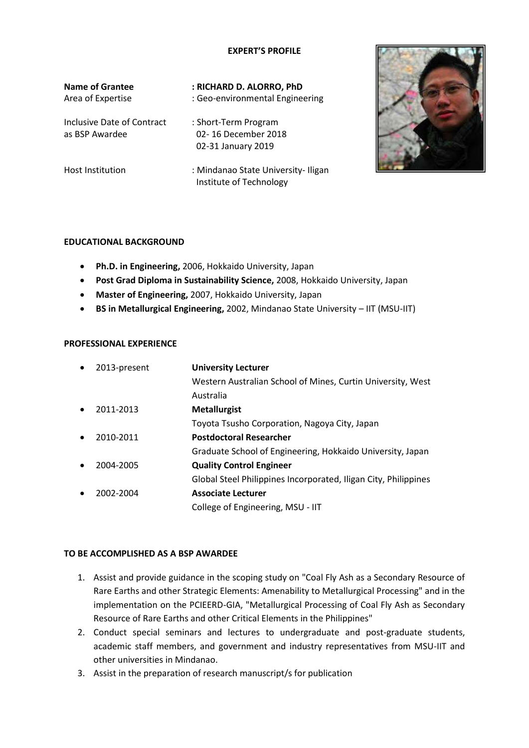# EXPERT'S PROFILE

| | |
|---|---|
| **Name of Grantee** | **: RICHARD D. ALORRO, PhD** |
| Area of Expertise | : Geo-environmental Engineering |
| Inclusive Date of Contract as BSP Awardee | : Short-Term Program<br>02- 16 December 2018<br>02-31 January 2019 |
| Host Institution | : Mindanao State University- Iligan Institute of Technology |

## EDUCATIONAL BACKGROUND

- **Ph.D. in Engineering,** 2006, Hokkaido University, Japan
- **Post Grad Diploma in Sustainability Science,** 2008, Hokkaido University, Japan
- **Master of Engineering,** 2007, Hokkaido University, Japan
- **BS in Metallurgical Engineering,** 2002, Mindanao State University – IIT (MSU-IIT)

## PROFESSIONAL EXPERIENCE

- 2013-present — **University Lecturer**
  Western Australian School of Mines, Curtin University, West Australia
- 2011-2013 — **Metallurgist**
  Toyota Tsusho Corporation, Nagoya City, Japan
- 2010-2011 — **Postdoctoral Researcher**
  Graduate School of Engineering, Hokkaido University, Japan
- 2004-2005 — **Quality Control Engineer**
  Global Steel Philippines Incorporated, Iligan City, Philippines
- 2002-2004 — **Associate Lecturer**
  College of Engineering, MSU - IIT

## TO BE ACCOMPLISHED AS A BSP AWARDEE

1. Assist and provide guidance in the scoping study on "Coal Fly Ash as a Secondary Resource of Rare Earths and other Strategic Elements: Amenability to Metallurgical Processing" and in the implementation on the PCIEERD-GIA, "Metallurgical Processing of Coal Fly Ash as Secondary Resource of Rare Earths and other Critical Elements in the Philippines"
2. Conduct special seminars and lectures to undergraduate and post-graduate students, academic staff members, and government and industry representatives from MSU-IIT and other universities in Mindanao.
3. Assist in the preparation of research manuscript/s for publication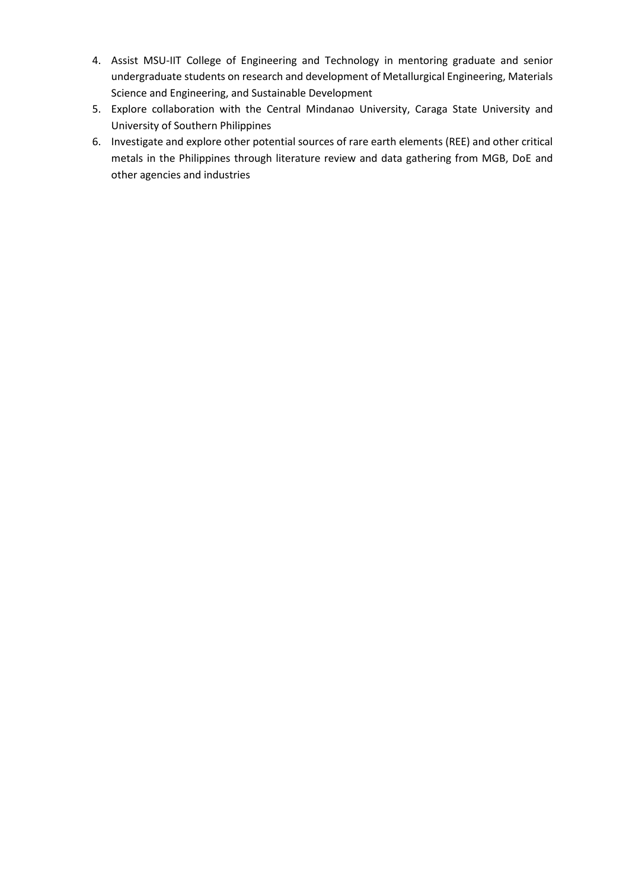4. Assist MSU-IIT College of Engineering and Technology in mentoring graduate and senior undergraduate students on research and development of Metallurgical Engineering, Materials Science and Engineering, and Sustainable Development
5. Explore collaboration with the Central Mindanao University, Caraga State University and University of Southern Philippines
6. Investigate and explore other potential sources of rare earth elements (REE) and other critical metals in the Philippines through literature review and data gathering from MGB, DoE and other agencies and industries